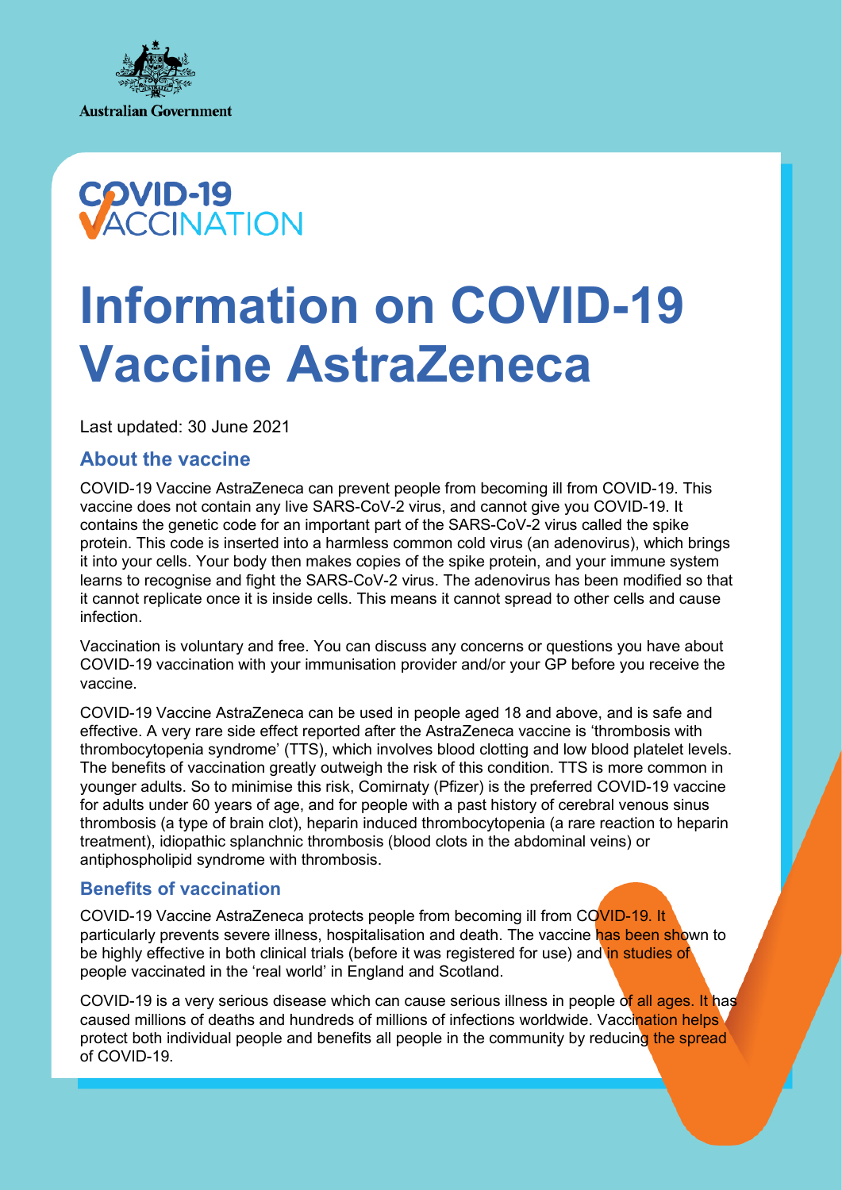Australian Government

COVID-19 VACCINATION

# Information on COVID-19 Vaccine AstraZeneca

Last updated: 30 June 2021

## About the vaccine

COVID-19 Vaccine AstraZeneca can prevent people from becoming ill from COVID-19. This vaccine does not contain any live SARS-CoV-2 virus, and cannot give you COVID-19. It contains the genetic code for an important part of the SARS-CoV-2 virus called the spike protein. This code is inserted into a harmless common cold virus (an adenovirus), which brings it into your cells. Your body then makes copies of the spike protein, and your immune system learns to recognise and fight the SARS-CoV-2 virus. The adenovirus has been modified so that it cannot replicate once it is inside cells. This means it cannot spread to other cells and cause infection.

Vaccination is voluntary and free. You can discuss any concerns or questions you have about COVID-19 vaccination with your immunisation provider and/or your GP before you receive the vaccine.

COVID-19 Vaccine AstraZeneca can be used in people aged 18 and above, and is safe and effective. A very rare side effect reported after the AstraZeneca vaccine is 'thrombosis with thrombocytopenia syndrome' (TTS), which involves blood clotting and low blood platelet levels. The benefits of vaccination greatly outweigh the risk of this condition. TTS is more common in younger adults. So to minimise this risk, Comirnaty (Pfizer) is the preferred COVID-19 vaccine for adults under 60 years of age, and for people with a past history of cerebral venous sinus thrombosis (a type of brain clot), heparin induced thrombocytopenia (a rare reaction to heparin treatment), idiopathic splanchnic thrombosis (blood clots in the abdominal veins) or antiphospholipid syndrome with thrombosis.

## Benefits of vaccination

COVID-19 Vaccine AstraZeneca protects people from becoming ill from COVID-19. It particularly prevents severe illness, hospitalisation and death. The vaccine has been shown to be highly effective in both clinical trials (before it was registered for use) and in studies of people vaccinated in the 'real world' in England and Scotland.

COVID-19 is a very serious disease which can cause serious illness in people of all ages. It has caused millions of deaths and hundreds of millions of infections worldwide. Vaccination helps protect both individual people and benefits all people in the community by reducing the spread of COVID-19.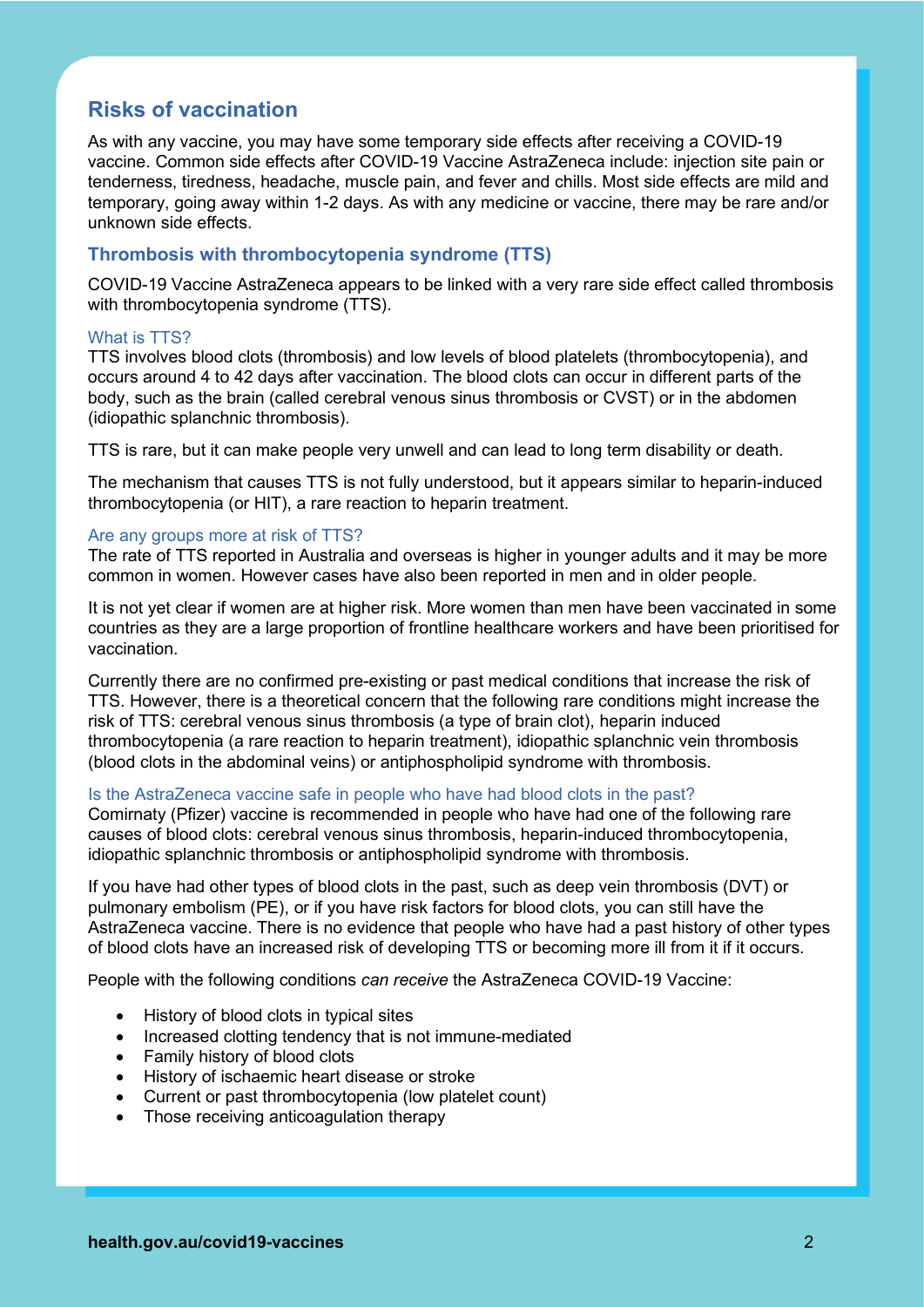## Risks of vaccination

As with any vaccine, you may have some temporary side effects after receiving a COVID-19 vaccine. Common side effects after COVID-19 Vaccine AstraZeneca include: injection site pain or tenderness, tiredness, headache, muscle pain, and fever and chills. Most side effects are mild and temporary, going away within 1-2 days. As with any medicine or vaccine, there may be rare and/or unknown side effects.

### Thrombosis with thrombocytopenia syndrome (TTS)

COVID-19 Vaccine AstraZeneca appears to be linked with a very rare side effect called thrombosis with thrombocytopenia syndrome (TTS).

#### What is TTS?

TTS involves blood clots (thrombosis) and low levels of blood platelets (thrombocytopenia), and occurs around 4 to 42 days after vaccination. The blood clots can occur in different parts of the body, such as the brain (called cerebral venous sinus thrombosis or CVST) or in the abdomen (idiopathic splanchnic thrombosis).

TTS is rare, but it can make people very unwell and can lead to long term disability or death.

The mechanism that causes TTS is not fully understood, but it appears similar to heparin-induced thrombocytopenia (or HIT), a rare reaction to heparin treatment.

#### Are any groups more at risk of TTS?

The rate of TTS reported in Australia and overseas is higher in younger adults and it may be more common in women. However cases have also been reported in men and in older people.

It is not yet clear if women are at higher risk. More women than men have been vaccinated in some countries as they are a large proportion of frontline healthcare workers and have been prioritised for vaccination.

Currently there are no confirmed pre-existing or past medical conditions that increase the risk of TTS. However, there is a theoretical concern that the following rare conditions might increase the risk of TTS: cerebral venous sinus thrombosis (a type of brain clot), heparin induced thrombocytopenia (a rare reaction to heparin treatment), idiopathic splanchnic vein thrombosis (blood clots in the abdominal veins) or antiphospholipid syndrome with thrombosis.

#### Is the AstraZeneca vaccine safe in people who have had blood clots in the past?

Comirnaty (Pfizer) vaccine is recommended in people who have had one of the following rare causes of blood clots: cerebral venous sinus thrombosis, heparin-induced thrombocytopenia, idiopathic splanchnic thrombosis or antiphospholipid syndrome with thrombosis.

If you have had other types of blood clots in the past, such as deep vein thrombosis (DVT) or pulmonary embolism (PE), or if you have risk factors for blood clots, you can still have the AstraZeneca vaccine. There is no evidence that people who have had a past history of other types of blood clots have an increased risk of developing TTS or becoming more ill from it if it occurs.

People with the following conditions *can receive* the AstraZeneca COVID-19 Vaccine:

- History of blood clots in typical sites
- Increased clotting tendency that is not immune-mediated
- Family history of blood clots
- History of ischaemic heart disease or stroke
- Current or past thrombocytopenia (low platelet count)
- Those receiving anticoagulation therapy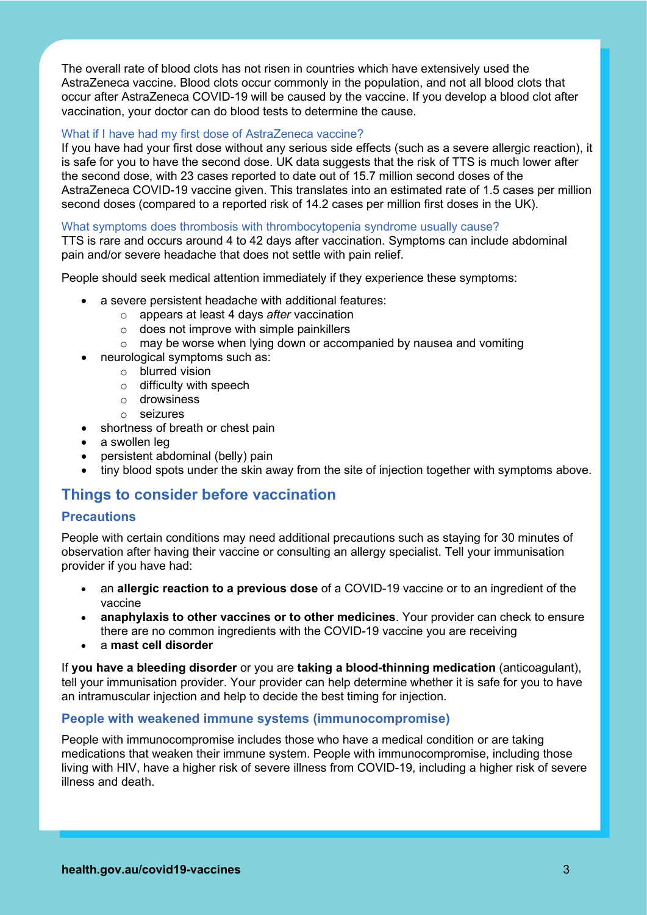The overall rate of blood clots has not risen in countries which have extensively used the AstraZeneca vaccine. Blood clots occur commonly in the population, and not all blood clots that occur after AstraZeneca COVID-19 will be caused by the vaccine. If you develop a blood clot after vaccination, your doctor can do blood tests to determine the cause.

### What if I have had my first dose of AstraZeneca vaccine?

If you have had your first dose without any serious side effects (such as a severe allergic reaction), it is safe for you to have the second dose. UK data suggests that the risk of TTS is much lower after the second dose, with 23 cases reported to date out of 15.7 million second doses of the AstraZeneca COVID-19 vaccine given. This translates into an estimated rate of 1.5 cases per million second doses (compared to a reported risk of 14.2 cases per million first doses in the UK).

### What symptoms does thrombosis with thrombocytopenia syndrome usually cause?

TTS is rare and occurs around 4 to 42 days after vaccination. Symptoms can include abdominal pain and/or severe headache that does not settle with pain relief.

People should seek medical attention immediately if they experience these symptoms:

- a severe persistent headache with additional features:
  - appears at least 4 days *after* vaccination
  - does not improve with simple painkillers
  - may be worse when lying down or accompanied by nausea and vomiting
- neurological symptoms such as:
  - blurred vision
  - difficulty with speech
  - drowsiness
  - seizures
- shortness of breath or chest pain
- a swollen leg
- persistent abdominal (belly) pain
- tiny blood spots under the skin away from the site of injection together with symptoms above.

## Things to consider before vaccination

### Precautions

People with certain conditions may need additional precautions such as staying for 30 minutes of observation after having their vaccine or consulting an allergy specialist. Tell your immunisation provider if you have had:

- an **allergic reaction to a previous dose** of a COVID-19 vaccine or to an ingredient of the vaccine
- **anaphylaxis to other vaccines or to other medicines**. Your provider can check to ensure there are no common ingredients with the COVID-19 vaccine you are receiving
- a **mast cell disorder**

If **you have a bleeding disorder** or you are **taking a blood-thinning medication** (anticoagulant), tell your immunisation provider. Your provider can help determine whether it is safe for you to have an intramuscular injection and help to decide the best timing for injection.

### People with weakened immune systems (immunocompromise)

People with immunocompromise includes those who have a medical condition or are taking medications that weaken their immune system. People with immunocompromise, including those living with HIV, have a higher risk of severe illness from COVID-19, including a higher risk of severe illness and death.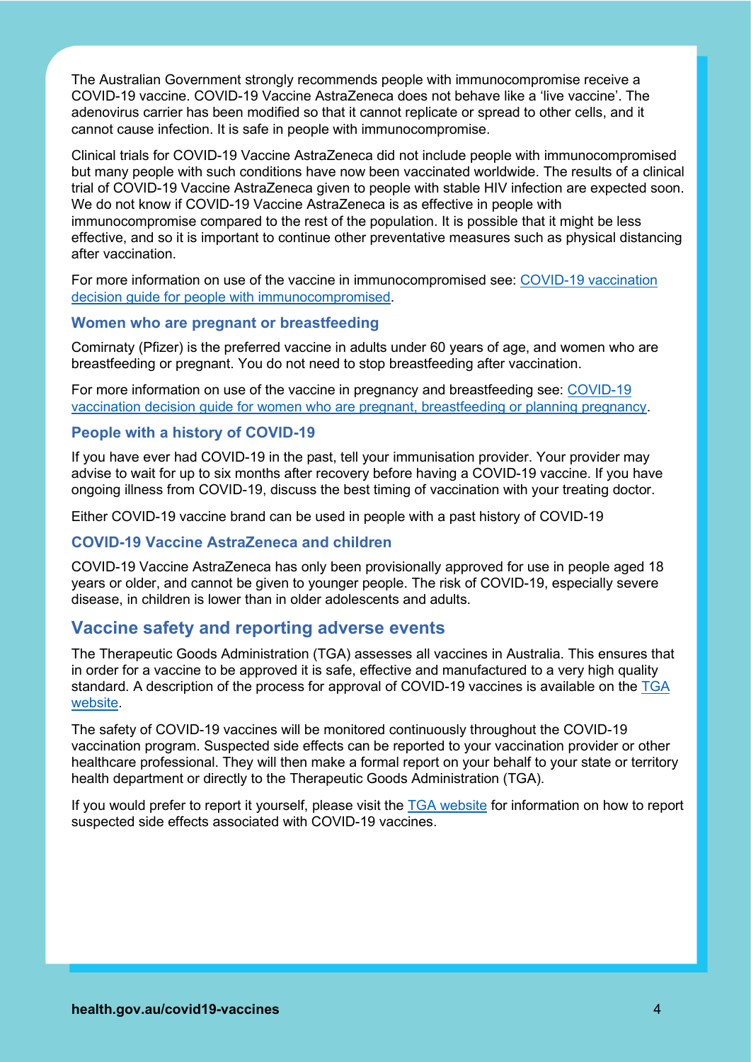The Australian Government strongly recommends people with immunocompromise receive a COVID-19 vaccine. COVID-19 Vaccine AstraZeneca does not behave like a 'live vaccine'. The adenovirus carrier has been modified so that it cannot replicate or spread to other cells, and it cannot cause infection. It is safe in people with immunocompromise.

Clinical trials for COVID-19 Vaccine AstraZeneca did not include people with immunocompromised but many people with such conditions have now been vaccinated worldwide. The results of a clinical trial of COVID-19 Vaccine AstraZeneca given to people with stable HIV infection are expected soon. We do not know if COVID-19 Vaccine AstraZeneca is as effective in people with immunocompromise compared to the rest of the population. It is possible that it might be less effective, and so it is important to continue other preventative measures such as physical distancing after vaccination.

For more information on use of the vaccine in immunocompromised see: [COVID-19 vaccination decision guide for people with immunocompromised](#).

### Women who are pregnant or breastfeeding

Comirnaty (Pfizer) is the preferred vaccine in adults under 60 years of age, and women who are breastfeeding or pregnant. You do not need to stop breastfeeding after vaccination.

For more information on use of the vaccine in pregnancy and breastfeeding see: [COVID-19 vaccination decision guide for women who are pregnant, breastfeeding or planning pregnancy](#).

### People with a history of COVID-19

If you have ever had COVID-19 in the past, tell your immunisation provider. Your provider may advise to wait for up to six months after recovery before having a COVID-19 vaccine. If you have ongoing illness from COVID-19, discuss the best timing of vaccination with your treating doctor.

Either COVID-19 vaccine brand can be used in people with a past history of COVID-19

### COVID-19 Vaccine AstraZeneca and children

COVID-19 Vaccine AstraZeneca has only been provisionally approved for use in people aged 18 years or older, and cannot be given to younger people. The risk of COVID-19, especially severe disease, in children is lower than in older adolescents and adults.

## Vaccine safety and reporting adverse events

The Therapeutic Goods Administration (TGA) assesses all vaccines in Australia. This ensures that in order for a vaccine to be approved it is safe, effective and manufactured to a very high quality standard. A description of the process for approval of COVID-19 vaccines is available on the [TGA website](#).

The safety of COVID-19 vaccines will be monitored continuously throughout the COVID-19 vaccination program. Suspected side effects can be reported to your vaccination provider or other healthcare professional. They will then make a formal report on your behalf to your state or territory health department or directly to the Therapeutic Goods Administration (TGA).

If you would prefer to report it yourself, please visit the [TGA website](#) for information on how to report suspected side effects associated with COVID-19 vaccines.